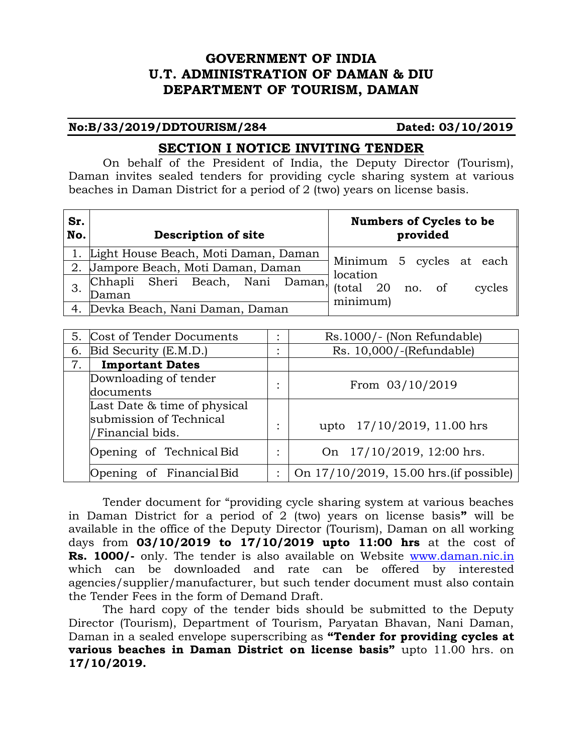# GOVERNMENT OF INDIA
# U.T. ADMINISTRATION OF DAMAN & DIU
# DEPARTMENT OF TOURISM, DAMAN

**No:B/33/2019/DDTOURISM/284** **Dated: 03/10/2019**

## SECTION I NOTICE INVITING TENDER

On behalf of the President of India, the Deputy Director (Tourism), Daman invites sealed tenders for providing cycle sharing system at various beaches in Daman District for a period of 2 (two) years on license basis.

| Sr. No. | Description of site | Numbers of Cycles to be provided |
|---|---|---|
| 1. | Light House Beach, Moti Daman, Daman | Minimum 5 cycles at each location (total 20 no. of cycles minimum) |
| 2. | Jampore Beach, Moti Daman, Daman | |
| 3. | Chhapli Sheri Beach, Nani Daman, Daman | |
| 4. | Devka Beach, Nani Daman, Daman | |

| | | | |
|---|---|---|---|
| 5. | Cost of Tender Documents | : | Rs.1000/- (Non Refundable) |
| 6. | Bid Security (E.M.D.) | : | Rs. 10,000/-(Refundable) |
| 7. | **Important Dates** | | |
| | Downloading of tender documents | : | From 03/10/2019 |
| | Last Date & time of physical submission of Technical /Financial bids. | : | upto 17/10/2019, 11.00 hrs |
| | Opening of Technical Bid | : | On 17/10/2019, 12:00 hrs. |
| | Opening of Financial Bid | : | On 17/10/2019, 15.00 hrs.(if possible) |

Tender document for "providing cycle sharing system at various beaches in Daman District for a period of 2 (two) years on license basis**"** will be available in the office of the Deputy Director (Tourism), Daman on all working days from **03/10/2019 to 17/10/2019 upto 11:00 hrs** at the cost of **Rs. 1000/-** only. The tender is also available on Website www.daman.nic.in which can be downloaded and rate can be offered by interested agencies/supplier/manufacturer, but such tender document must also contain the Tender Fees in the form of Demand Draft.

The hard copy of the tender bids should be submitted to the Deputy Director (Tourism), Department of Tourism, Paryatan Bhavan, Nani Daman, Daman in a sealed envelope superscribing as **"Tender for providing cycles at various beaches in Daman District on license basis"** upto 11.00 hrs. on **17/10/2019.**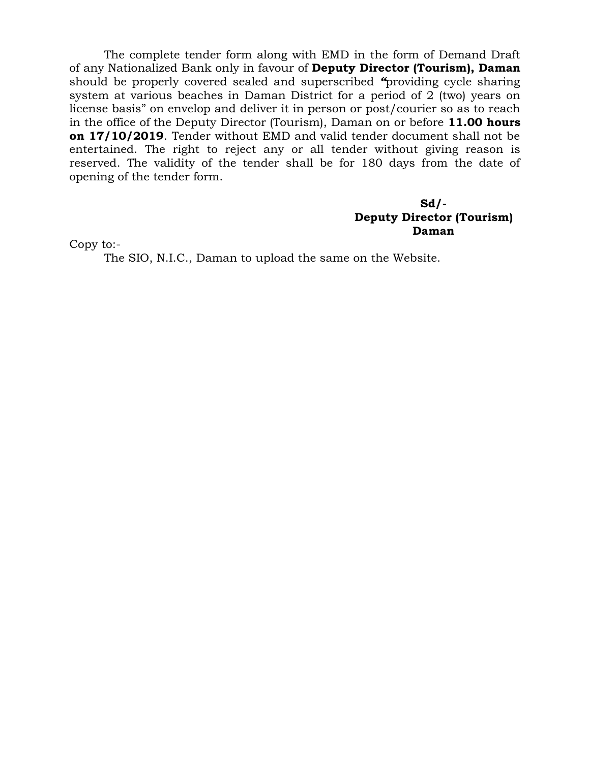The complete tender form along with EMD in the form of Demand Draft of any Nationalized Bank only in favour of **Deputy Director (Tourism), Daman** should be properly covered sealed and superscribed **"**providing cycle sharing system at various beaches in Daman District for a period of 2 (two) years on license basis" on envelop and deliver it in person or post/courier so as to reach in the office of the Deputy Director (Tourism), Daman on or before **11.00 hours on 17/10/2019**. Tender without EMD and valid tender document shall not be entertained. The right to reject any or all tender without giving reason is reserved. The validity of the tender shall be for 180 days from the date of opening of the tender form.

**Sd/-**
**Deputy Director (Tourism)**
**Daman**

Copy to:-

The SIO, N.I.C., Daman to upload the same on the Website.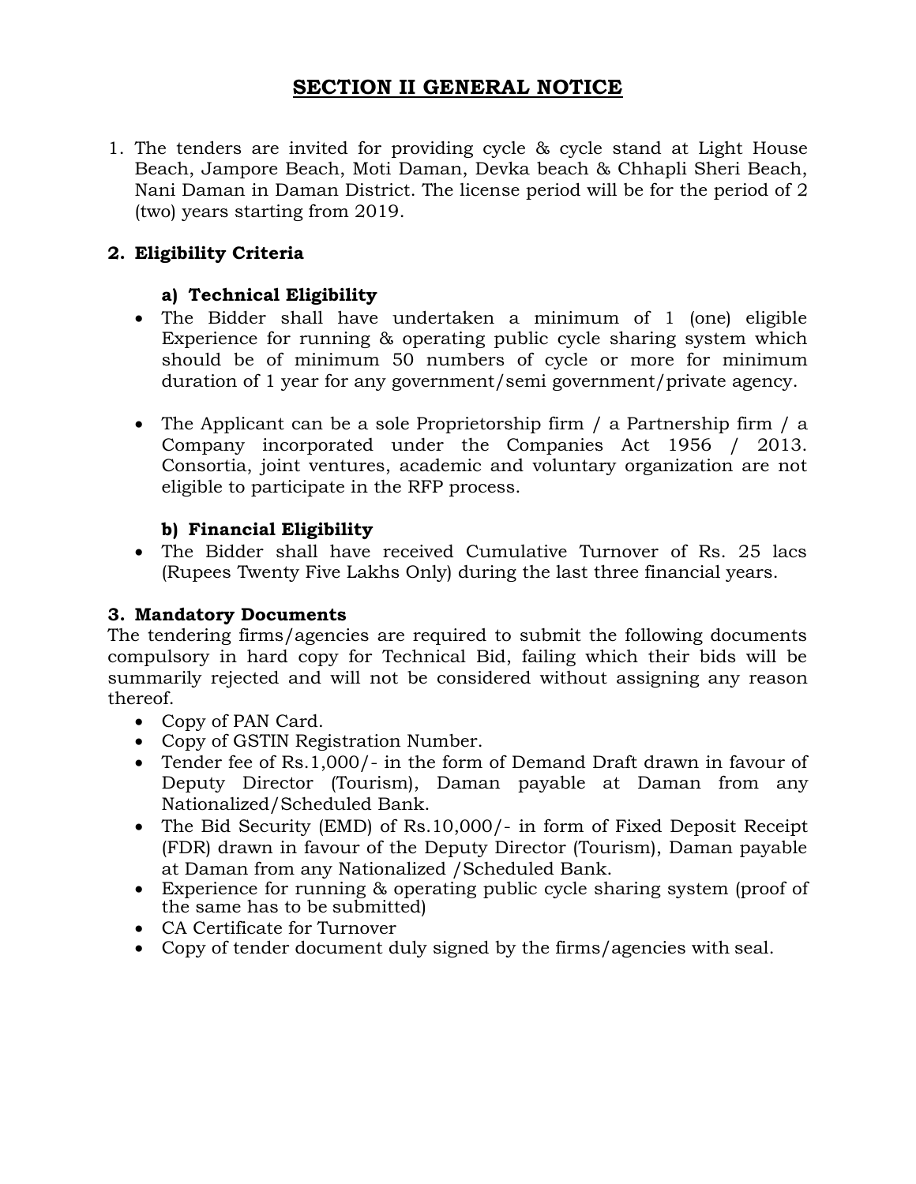# SECTION II GENERAL NOTICE

1. The tenders are invited for providing cycle & cycle stand at Light House Beach, Jampore Beach, Moti Daman, Devka beach & Chhapli Sheri Beach, Nani Daman in Daman District. The license period will be for the period of 2 (two) years starting from 2019.

## 2. Eligibility Criteria

### a) Technical Eligibility

- The Bidder shall have undertaken a minimum of 1 (one) eligible Experience for running & operating public cycle sharing system which should be of minimum 50 numbers of cycle or more for minimum duration of 1 year for any government/semi government/private agency.

- The Applicant can be a sole Proprietorship firm / a Partnership firm / a Company incorporated under the Companies Act 1956 / 2013. Consortia, joint ventures, academic and voluntary organization are not eligible to participate in the RFP process.

### b) Financial Eligibility

- The Bidder shall have received Cumulative Turnover of Rs. 25 lacs (Rupees Twenty Five Lakhs Only) during the last three financial years.

## 3. Mandatory Documents

The tendering firms/agencies are required to submit the following documents compulsory in hard copy for Technical Bid, failing which their bids will be summarily rejected and will not be considered without assigning any reason thereof.

- Copy of PAN Card.
- Copy of GSTIN Registration Number.
- Tender fee of Rs.1,000/- in the form of Demand Draft drawn in favour of Deputy Director (Tourism), Daman payable at Daman from any Nationalized/Scheduled Bank.
- The Bid Security (EMD) of Rs.10,000/- in form of Fixed Deposit Receipt (FDR) drawn in favour of the Deputy Director (Tourism), Daman payable at Daman from any Nationalized /Scheduled Bank.
- Experience for running & operating public cycle sharing system (proof of the same has to be submitted)
- CA Certificate for Turnover
- Copy of tender document duly signed by the firms/agencies with seal.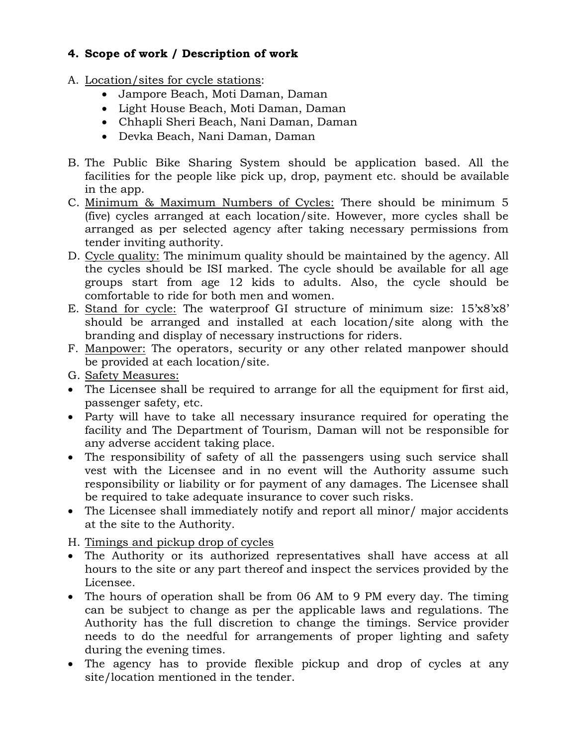## 4. Scope of work / Description of work

A. Location/sites for cycle stations:
   - Jampore Beach, Moti Daman, Daman
   - Light House Beach, Moti Daman, Daman
   - Chhapli Sheri Beach, Nani Daman, Daman
   - Devka Beach, Nani Daman, Daman

B. The Public Bike Sharing System should be application based. All the facilities for the people like pick up, drop, payment etc. should be available in the app.

C. Minimum & Maximum Numbers of Cycles: There should be minimum 5 (five) cycles arranged at each location/site. However, more cycles shall be arranged as per selected agency after taking necessary permissions from tender inviting authority.

D. Cycle quality: The minimum quality should be maintained by the agency. All the cycles should be ISI marked. The cycle should be available for all age groups start from age 12 kids to adults. Also, the cycle should be comfortable to ride for both men and women.

E. Stand for cycle: The waterproof GI structure of minimum size: 15'x8'x8' should be arranged and installed at each location/site along with the branding and display of necessary instructions for riders.

F. Manpower: The operators, security or any other related manpower should be provided at each location/site.

G. Safety Measures:

- The Licensee shall be required to arrange for all the equipment for first aid, passenger safety, etc.
- Party will have to take all necessary insurance required for operating the facility and The Department of Tourism, Daman will not be responsible for any adverse accident taking place.
- The responsibility of safety of all the passengers using such service shall vest with the Licensee and in no event will the Authority assume such responsibility or liability or for payment of any damages. The Licensee shall be required to take adequate insurance to cover such risks.
- The Licensee shall immediately notify and report all minor/ major accidents at the site to the Authority.

H. Timings and pickup drop of cycles

- The Authority or its authorized representatives shall have access at all hours to the site or any part thereof and inspect the services provided by the Licensee.
- The hours of operation shall be from 06 AM to 9 PM every day. The timing can be subject to change as per the applicable laws and regulations. The Authority has the full discretion to change the timings. Service provider needs to do the needful for arrangements of proper lighting and safety during the evening times.
- The agency has to provide flexible pickup and drop of cycles at any site/location mentioned in the tender.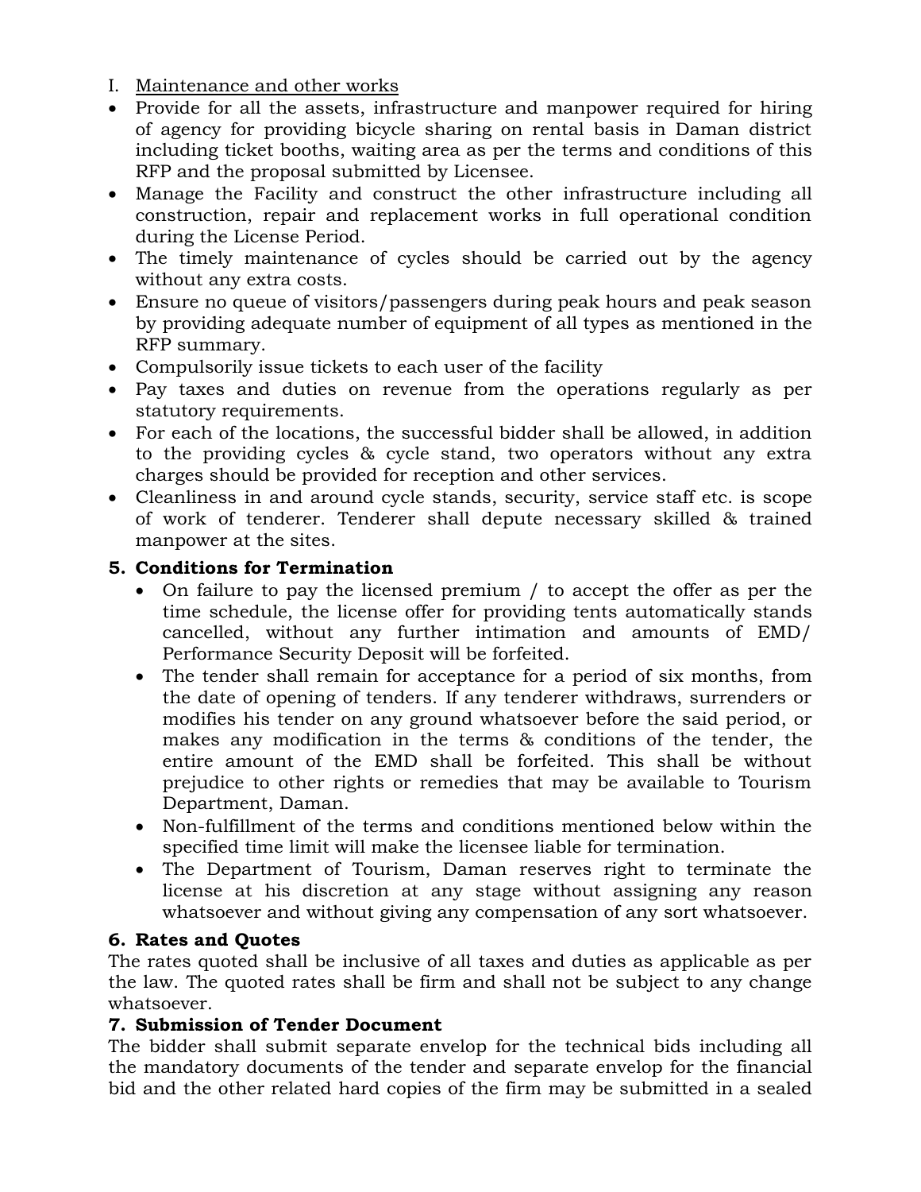I. <u>Maintenance and other works</u>

- Provide for all the assets, infrastructure and manpower required for hiring of agency for providing bicycle sharing on rental basis in Daman district including ticket booths, waiting area as per the terms and conditions of this RFP and the proposal submitted by Licensee.
- Manage the Facility and construct the other infrastructure including all construction, repair and replacement works in full operational condition during the License Period.
- The timely maintenance of cycles should be carried out by the agency without any extra costs.
- Ensure no queue of visitors/passengers during peak hours and peak season by providing adequate number of equipment of all types as mentioned in the RFP summary.
- Compulsorily issue tickets to each user of the facility
- Pay taxes and duties on revenue from the operations regularly as per statutory requirements.
- For each of the locations, the successful bidder shall be allowed, in addition to the providing cycles & cycle stand, two operators without any extra charges should be provided for reception and other services.
- Cleanliness in and around cycle stands, security, service staff etc. is scope of work of tenderer. Tenderer shall depute necessary skilled & trained manpower at the sites.

**5. Conditions for Termination**

- On failure to pay the licensed premium / to accept the offer as per the time schedule, the license offer for providing tents automatically stands cancelled, without any further intimation and amounts of EMD/ Performance Security Deposit will be forfeited.
- The tender shall remain for acceptance for a period of six months, from the date of opening of tenders. If any tenderer withdraws, surrenders or modifies his tender on any ground whatsoever before the said period, or makes any modification in the terms & conditions of the tender, the entire amount of the EMD shall be forfeited. This shall be without prejudice to other rights or remedies that may be available to Tourism Department, Daman.
- Non-fulfillment of the terms and conditions mentioned below within the specified time limit will make the licensee liable for termination.
- The Department of Tourism, Daman reserves right to terminate the license at his discretion at any stage without assigning any reason whatsoever and without giving any compensation of any sort whatsoever.

**6. Rates and Quotes**

The rates quoted shall be inclusive of all taxes and duties as applicable as per the law. The quoted rates shall be firm and shall not be subject to any change whatsoever.

**7. Submission of Tender Document**

The bidder shall submit separate envelop for the technical bids including all the mandatory documents of the tender and separate envelop for the financial bid and the other related hard copies of the firm may be submitted in a sealed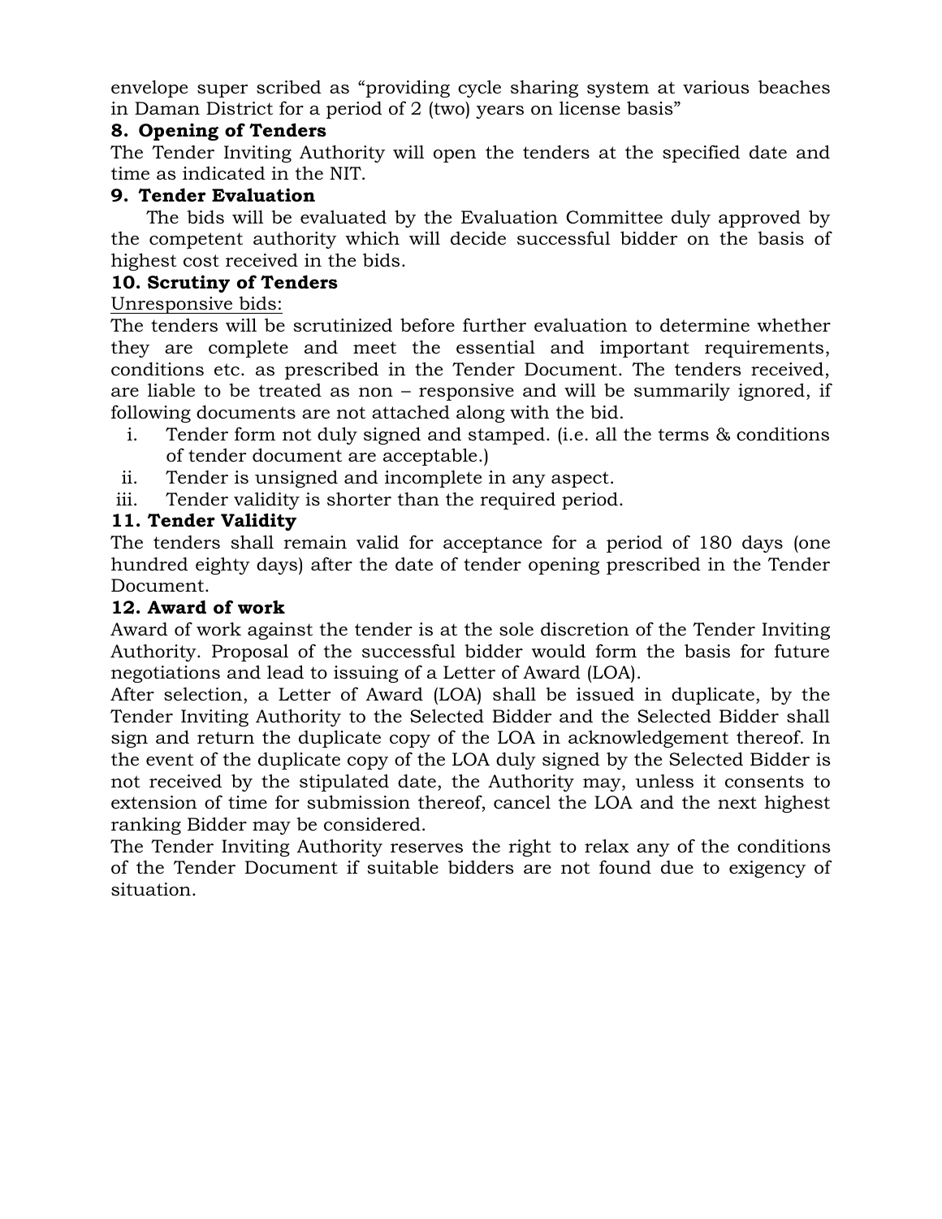envelope super scribed as "providing cycle sharing system at various beaches in Daman District for a period of 2 (two) years on license basis"

**8. Opening of Tenders**

The Tender Inviting Authority will open the tenders at the specified date and time as indicated in the NIT.

**9. Tender Evaluation**

The bids will be evaluated by the Evaluation Committee duly approved by the competent authority which will decide successful bidder on the basis of highest cost received in the bids.

**10. Scrutiny of Tenders**

<u>Unresponsive bids:</u>

The tenders will be scrutinized before further evaluation to determine whether they are complete and meet the essential and important requirements, conditions etc. as prescribed in the Tender Document. The tenders received, are liable to be treated as non – responsive and will be summarily ignored, if following documents are not attached along with the bid.

i. Tender form not duly signed and stamped. (i.e. all the terms & conditions of tender document are acceptable.)
ii. Tender is unsigned and incomplete in any aspect.
iii. Tender validity is shorter than the required period.

**11. Tender Validity**

The tenders shall remain valid for acceptance for a period of 180 days (one hundred eighty days) after the date of tender opening prescribed in the Tender Document.

**12. Award of work**

Award of work against the tender is at the sole discretion of the Tender Inviting Authority. Proposal of the successful bidder would form the basis for future negotiations and lead to issuing of a Letter of Award (LOA).

After selection, a Letter of Award (LOA) shall be issued in duplicate, by the Tender Inviting Authority to the Selected Bidder and the Selected Bidder shall sign and return the duplicate copy of the LOA in acknowledgement thereof. In the event of the duplicate copy of the LOA duly signed by the Selected Bidder is not received by the stipulated date, the Authority may, unless it consents to extension of time for submission thereof, cancel the LOA and the next highest ranking Bidder may be considered.

The Tender Inviting Authority reserves the right to relax any of the conditions of the Tender Document if suitable bidders are not found due to exigency of situation.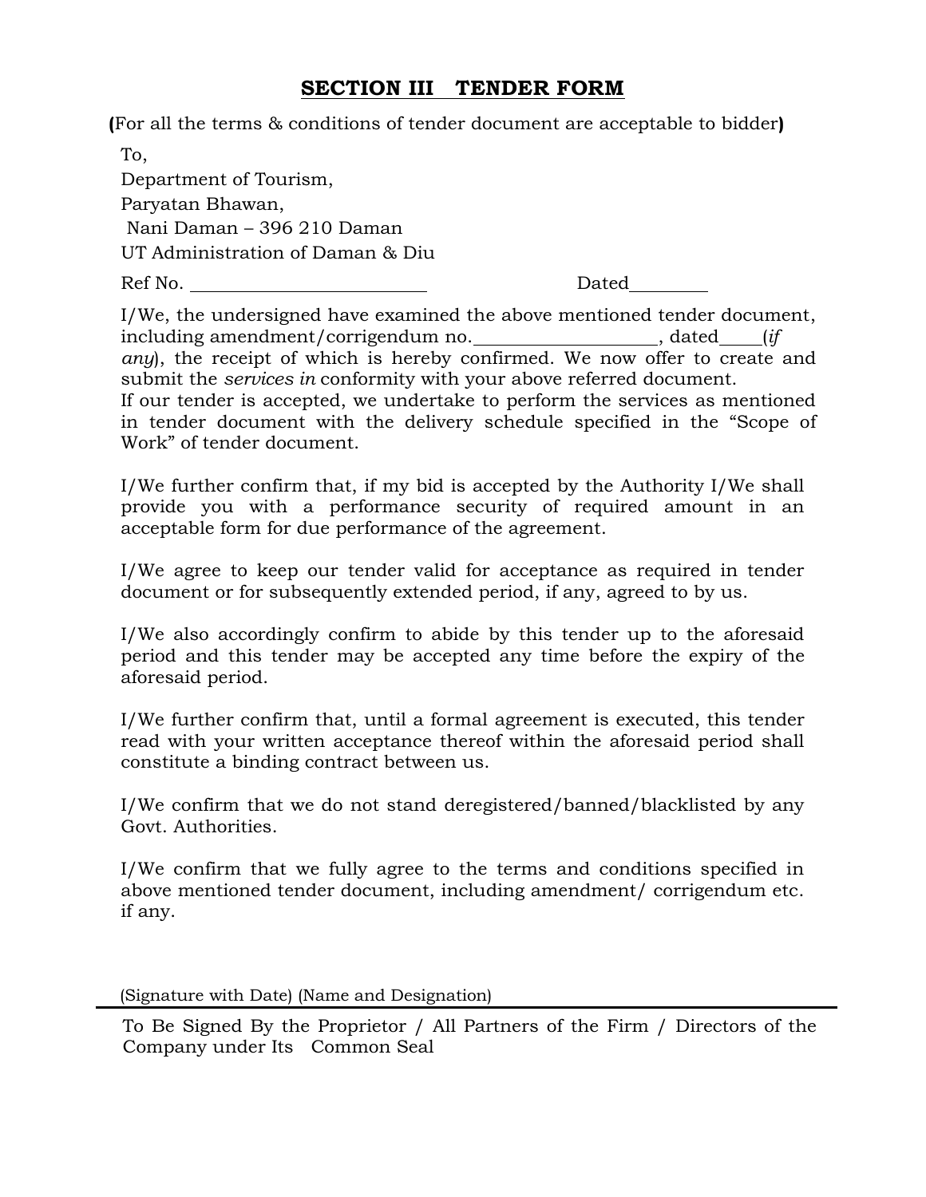# **SECTION III TENDER FORM**

**(**For all the terms & conditions of tender document are acceptable to bidder**)**

To,
Department of Tourism,
Paryatan Bhawan,
Nani Daman – 396 210 Daman
UT Administration of Daman & Diu

Ref No. ______________________ Dated________

I/We, the undersigned have examined the above mentioned tender document, including amendment/corrigendum no.__________________, dated____(*if any*), the receipt of which is hereby confirmed. We now offer to create and submit the *services in* conformity with your above referred document.
If our tender is accepted, we undertake to perform the services as mentioned in tender document with the delivery schedule specified in the "Scope of Work" of tender document.

I/We further confirm that, if my bid is accepted by the Authority I/We shall provide you with a performance security of required amount in an acceptable form for due performance of the agreement.

I/We agree to keep our tender valid for acceptance as required in tender document or for subsequently extended period, if any, agreed to by us.

I/We also accordingly confirm to abide by this tender up to the aforesaid period and this tender may be accepted any time before the expiry of the aforesaid period.

I/We further confirm that, until a formal agreement is executed, this tender read with your written acceptance thereof within the aforesaid period shall constitute a binding contract between us.

I/We confirm that we do not stand deregistered/banned/blacklisted by any Govt. Authorities.

I/We confirm that we fully agree to the terms and conditions specified in above mentioned tender document, including amendment/ corrigendum etc. if any.

(Signature with Date) (Name and Designation)

---

To Be Signed By the Proprietor / All Partners of the Firm / Directors of the Company under Its Common Seal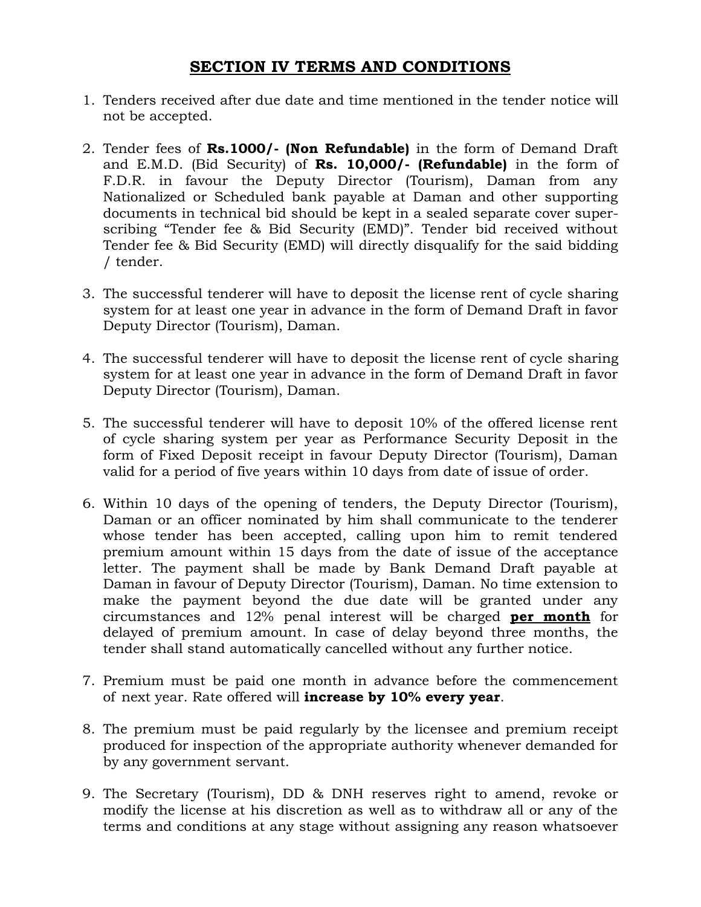# SECTION IV TERMS AND CONDITIONS

1. Tenders received after due date and time mentioned in the tender notice will not be accepted.

2. Tender fees of **Rs.1000/- (Non Refundable)** in the form of Demand Draft and E.M.D. (Bid Security) of **Rs. 10,000/- (Refundable)** in the form of F.D.R. in favour the Deputy Director (Tourism), Daman from any Nationalized or Scheduled bank payable at Daman and other supporting documents in technical bid should be kept in a sealed separate cover super-scribing "Tender fee & Bid Security (EMD)". Tender bid received without Tender fee & Bid Security (EMD) will directly disqualify for the said bidding / tender.

3. The successful tenderer will have to deposit the license rent of cycle sharing system for at least one year in advance in the form of Demand Draft in favor Deputy Director (Tourism), Daman.

4. The successful tenderer will have to deposit the license rent of cycle sharing system for at least one year in advance in the form of Demand Draft in favor Deputy Director (Tourism), Daman.

5. The successful tenderer will have to deposit 10% of the offered license rent of cycle sharing system per year as Performance Security Deposit in the form of Fixed Deposit receipt in favour Deputy Director (Tourism), Daman valid for a period of five years within 10 days from date of issue of order.

6. Within 10 days of the opening of tenders, the Deputy Director (Tourism), Daman or an officer nominated by him shall communicate to the tenderer whose tender has been accepted, calling upon him to remit tendered premium amount within 15 days from the date of issue of the acceptance letter. The payment shall be made by Bank Demand Draft payable at Daman in favour of Deputy Director (Tourism), Daman. No time extension to make the payment beyond the due date will be granted under any circumstances and 12% penal interest will be charged **per month** for delayed of premium amount. In case of delay beyond three months, the tender shall stand automatically cancelled without any further notice.

7. Premium must be paid one month in advance before the commencement of next year. Rate offered will **increase by 10% every year**.

8. The premium must be paid regularly by the licensee and premium receipt produced for inspection of the appropriate authority whenever demanded for by any government servant.

9. The Secretary (Tourism), DD & DNH reserves right to amend, revoke or modify the license at his discretion as well as to withdraw all or any of the terms and conditions at any stage without assigning any reason whatsoever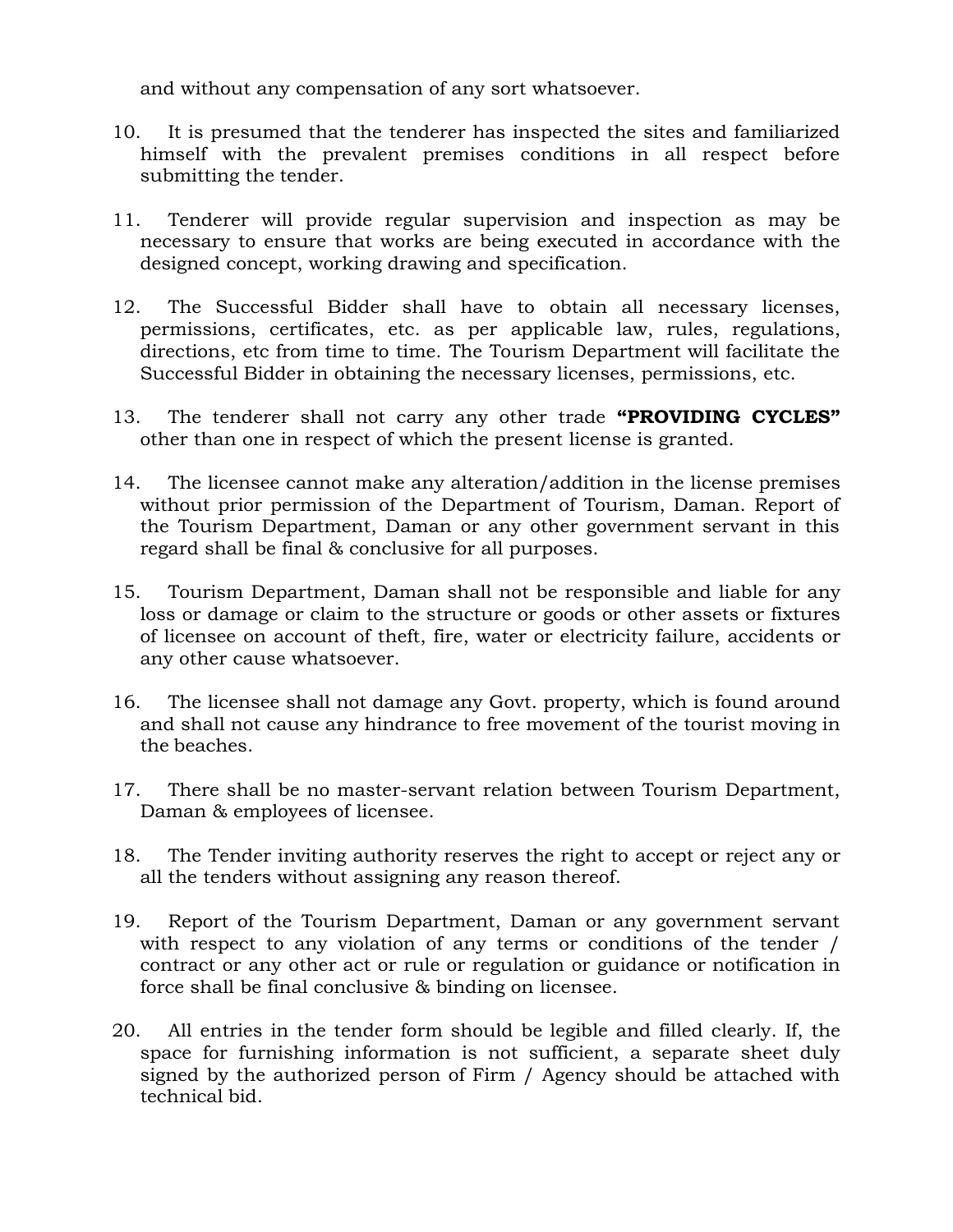and without any compensation of any sort whatsoever.

10. It is presumed that the tenderer has inspected the sites and familiarized himself with the prevalent premises conditions in all respect before submitting the tender.

11. Tenderer will provide regular supervision and inspection as may be necessary to ensure that works are being executed in accordance with the designed concept, working drawing and specification.

12. The Successful Bidder shall have to obtain all necessary licenses, permissions, certificates, etc. as per applicable law, rules, regulations, directions, etc from time to time. The Tourism Department will facilitate the Successful Bidder in obtaining the necessary licenses, permissions, etc.

13. The tenderer shall not carry any other trade **"PROVIDING CYCLES"** other than one in respect of which the present license is granted.

14. The licensee cannot make any alteration/addition in the license premises without prior permission of the Department of Tourism, Daman. Report of the Tourism Department, Daman or any other government servant in this regard shall be final & conclusive for all purposes.

15. Tourism Department, Daman shall not be responsible and liable for any loss or damage or claim to the structure or goods or other assets or fixtures of licensee on account of theft, fire, water or electricity failure, accidents or any other cause whatsoever.

16. The licensee shall not damage any Govt. property, which is found around and shall not cause any hindrance to free movement of the tourist moving in the beaches.

17. There shall be no master-servant relation between Tourism Department, Daman & employees of licensee.

18. The Tender inviting authority reserves the right to accept or reject any or all the tenders without assigning any reason thereof.

19. Report of the Tourism Department, Daman or any government servant with respect to any violation of any terms or conditions of the tender / contract or any other act or rule or regulation or guidance or notification in force shall be final conclusive & binding on licensee.

20. All entries in the tender form should be legible and filled clearly. If, the space for furnishing information is not sufficient, a separate sheet duly signed by the authorized person of Firm / Agency should be attached with technical bid.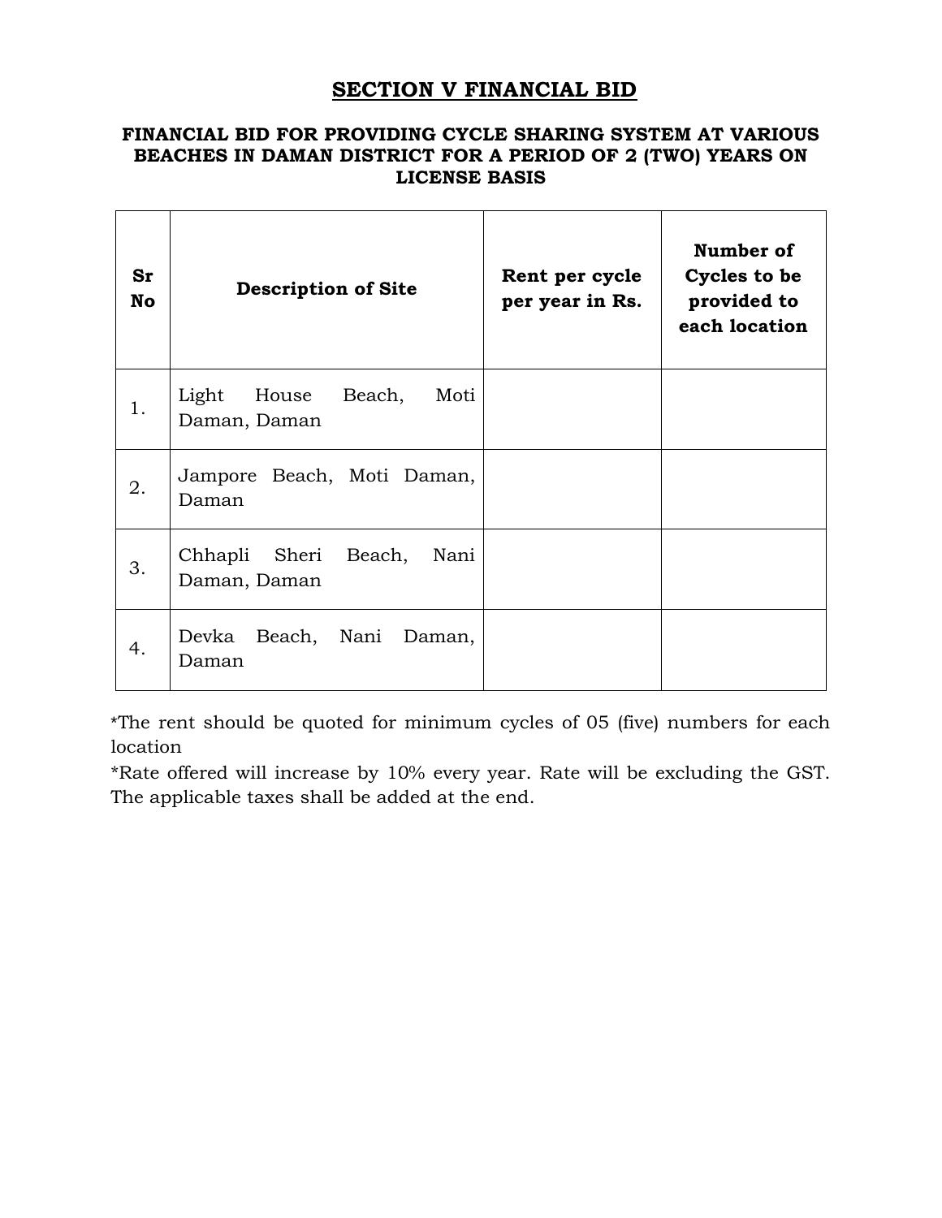# SECTION V FINANCIAL BID

### FINANCIAL BID FOR PROVIDING CYCLE SHARING SYSTEM AT VARIOUS BEACHES IN DAMAN DISTRICT FOR A PERIOD OF 2 (TWO) YEARS ON LICENSE BASIS

| Sr No | Description of Site | Rent per cycle per year in Rs. | Number of Cycles to be provided to each location |
|---|---|---|---|
| 1. | Light House Beach, Moti Daman, Daman | | |
| 2. | Jampore Beach, Moti Daman, Daman | | |
| 3. | Chhapli Sheri Beach, Nani Daman, Daman | | |
| 4. | Devka Beach, Nani Daman, Daman | | |

*The rent should be quoted for minimum cycles of 05 (five) numbers for each location

*Rate offered will increase by 10% every year. Rate will be excluding the GST. The applicable taxes shall be added at the end.